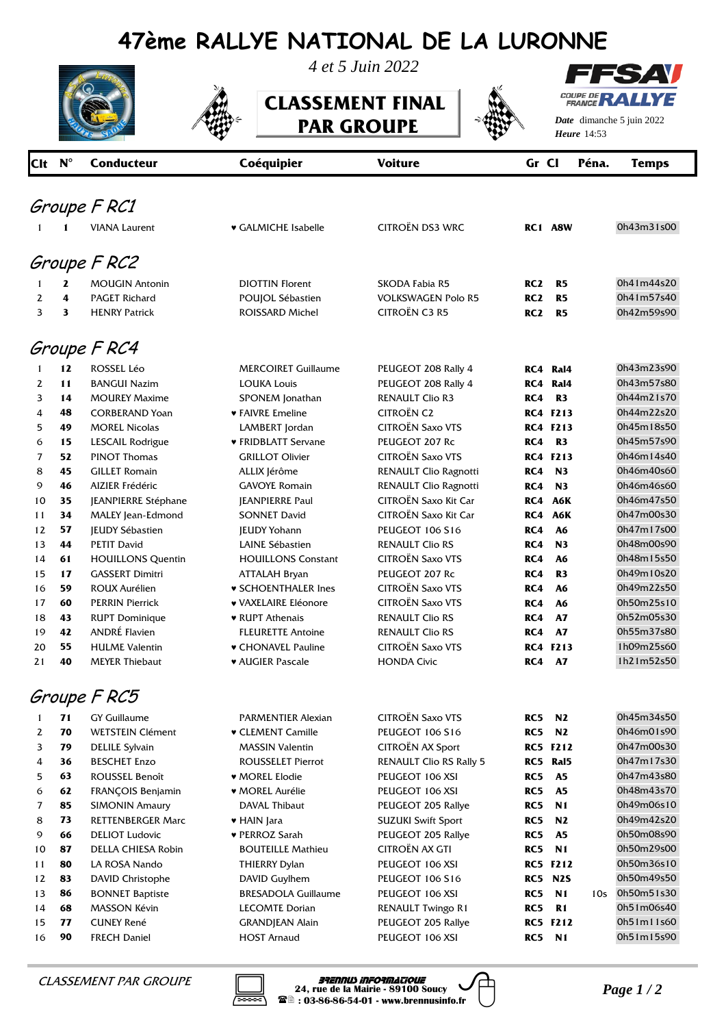# 47ème RALLYE NATIONAL DE LA LURONNE

*4 et 5 Juin 2022*

## CLASSEMENT FINAL PAR GROUPE

**Date** dimanche 5 juin 2022
**Heure** 14:53

| Clt | N° | Conducteur | Coéquipier | Voiture | Gr | Cl | Péna. | Temps |
|---|---|---|---|---|---|---|---|---|
| ***Groupe F RC1*** | | | | | | | | |
| 1 | **1** | VIANA Laurent | ♥ GALMICHE Isabelle | CITROËN DS3 WRC | **RC1** | **A8W** | | 0h43m31s00 |
| ***Groupe F RC2*** | | | | | | | | |
| 1 | **2** | MOUGIN Antonin | DIOTTIN Florent | SKODA Fabia R5 | **RC2** | **R5** | | 0h41m44s20 |
| 2 | **4** | PAGET Richard | POUJOL Sébastien | VOLKSWAGEN Polo R5 | **RC2** | **R5** | | 0h41m57s40 |
| 3 | **3** | HENRY Patrick | ROISSARD Michel | CITROËN C3 R5 | **RC2** | **R5** | | 0h42m59s90 |
| ***Groupe F RC4*** | | | | | | | | |
| 1 | **12** | ROSSEL Léo | MERCOIRET Guillaume | PEUGEOT 208 Rally 4 | **RC4** | **Ral4** | | 0h43m23s90 |
| 2 | **11** | BANGUI Nazim | LOUKA Louis | PEUGEOT 208 Rally 4 | **RC4** | **Ral4** | | 0h43m57s80 |
| 3 | **14** | MOUREY Maxime | SPONEM Jonathan | RENAULT Clio R3 | **RC4** | **R3** | | 0h44m21s70 |
| 4 | **48** | CORBERAND Yoan | ♥ FAIVRE Emeline | CITROËN C2 | **RC4** | **F213** | | 0h44m22s20 |
| 5 | **49** | MOREL Nicolas | LAMBERT Jordan | CITROËN Saxo VTS | **RC4** | **F213** | | 0h45m18s50 |
| 6 | **15** | LESCAIL Rodrigue | ♥ FRIDBLATT Servane | PEUGEOT 207 Rc | **RC4** | **R3** | | 0h45m57s90 |
| 7 | **52** | PINOT Thomas | GRILLOT Olivier | CITROËN Saxo VTS | **RC4** | **F213** | | 0h46m14s40 |
| 8 | **45** | GILLET Romain | ALLIX Jérôme | RENAULT Clio Ragnotti | **RC4** | **N3** | | 0h46m40s60 |
| 9 | **46** | AIZIER Frédéric | GAVOYE Romain | RENAULT Clio Ragnotti | **RC4** | **N3** | | 0h46m46s60 |
| 10 | **35** | JEANPIERRE Stéphane | JEANPIERRE Paul | CITROËN Saxo Kit Car | **RC4** | **A6K** | | 0h46m47s50 |
| 11 | **34** | MALEY Jean-Edmond | SONNET David | CITROËN Saxo Kit Car | **RC4** | **A6K** | | 0h47m00s30 |
| 12 | **57** | JEUDY Sébastien | JEUDY Yohann | PEUGEOT 106 S16 | **RC4** | **A6** | | 0h47m17s00 |
| 13 | **44** | PETIT David | LAINE Sébastien | RENAULT Clio RS | **RC4** | **N3** | | 0h48m00s90 |
| 14 | **61** | HOUILLONS Quentin | HOUILLONS Constant | CITROËN Saxo VTS | **RC4** | **A6** | | 0h48m15s50 |
| 15 | **17** | GASSERT Dimitri | ATTALAH Bryan | PEUGEOT 207 Rc | **RC4** | **R3** | | 0h49m10s20 |
| 16 | **59** | ROUX Aurélien | ♥ SCHOENTHALER Ines | CITROËN Saxo VTS | **RC4** | **A6** | | 0h49m22s50 |
| 17 | **60** | PERRIN Pierrick | ♥ VAXELAIRE Eléonore | CITROËN Saxo VTS | **RC4** | **A6** | | 0h50m25s10 |
| 18 | **43** | RUPT Dominique | ♥ RUPT Athenais | RENAULT Clio RS | **RC4** | **A7** | | 0h52m05s30 |
| 19 | **42** | ANDRÉ Flavien | FLEURETTE Antoine | RENAULT Clio RS | **RC4** | **A7** | | 0h55m37s80 |
| 20 | **55** | HULME Valentin | ♥ CHONAVEL Pauline | CITROËN Saxo VTS | **RC4** | **F213** | | 1h09m25s60 |
| 21 | **40** | MEYER Thiebaut | ♥ AUGIER Pascale | HONDA Civic | **RC4** | **A7** | | 1h21m52s50 |
| ***Groupe F RC5*** | | | | | | | | |
| 1 | **71** | GY Guillaume | PARMENTIER Alexian | CITROËN Saxo VTS | **RC5** | **N2** | | 0h45m34s50 |
| 2 | **70** | WETSTEIN Clément | ♥ CLEMENT Camille | PEUGEOT 106 S16 | **RC5** | **N2** | | 0h46m01s90 |
| 3 | **79** | DELILE Sylvain | MASSIN Valentin | CITROËN AX Sport | **RC5** | **F212** | | 0h47m00s30 |
| 4 | **36** | BESCHET Enzo | ROUSSELET Pierrot | RENAULT Clio RS Rally 5 | **RC5** | **Ral5** | | 0h47m17s30 |
| 5 | **63** | ROUSSEL Benoît | ♥ MOREL Elodie | PEUGEOT 106 XSI | **RC5** | **A5** | | 0h47m43s80 |
| 6 | **62** | FRANÇOIS Benjamin | ♥ MOREL Aurélie | PEUGEOT 106 XSI | **RC5** | **A5** | | 0h48m43s70 |
| 7 | **85** | SIMONIN Amaury | DAVAL Thibaut | PEUGEOT 205 Rallye | **RC5** | **N1** | | 0h49m06s10 |
| 8 | **73** | RETTENBERGER Marc | ♥ HAIN Jara | SUZUKI Swift Sport | **RC5** | **N2** | | 0h49m42s20 |
| 9 | **66** | DELIOT Ludovic | ♥ PERROZ Sarah | PEUGEOT 205 Rallye | **RC5** | **A5** | | 0h50m08s90 |
| 10 | **87** | DELLA CHIESA Robin | BOUTEILLE Mathieu | CITROËN AX GTI | **RC5** | **N1** | | 0h50m29s00 |
| 11 | **80** | LA ROSA Nando | THIERRY Dylan | PEUGEOT 106 XSI | **RC5** | **F212** | | 0h50m36s10 |
| 12 | **83** | DAVID Christophe | DAVID Guylhem | PEUGEOT 106 S16 | **RC5** | **N2S** | | 0h50m49s50 |
| 13 | **86** | BONNET Baptiste | BRESADOLA Guillaume | PEUGEOT 106 XSI | **RC5** | **N1** | 10s | 0h50m51s30 |
| 14 | **68** | MASSON Kévin | LECOMTE Dorian | RENAULT Twingo R1 | **RC5** | **R1** | | 0h51m06s40 |
| 15 | **77** | CUNEY René | GRANDJEAN Alain | PEUGEOT 205 Rallye | **RC5** | **F212** | | 0h51m11s60 |
| 16 | **90** | FRECH Daniel | HOST Arnaud | PEUGEOT 106 XSI | **RC5** | **N1** | | 0h51m15s90 |

*CLASSEMENT PAR GROUPE*

BRENNUS INFORMATIQUE
24, rue de la Mairie - 89100 Soucy
: 03-86-86-54-01 - www.brennusinfo.fr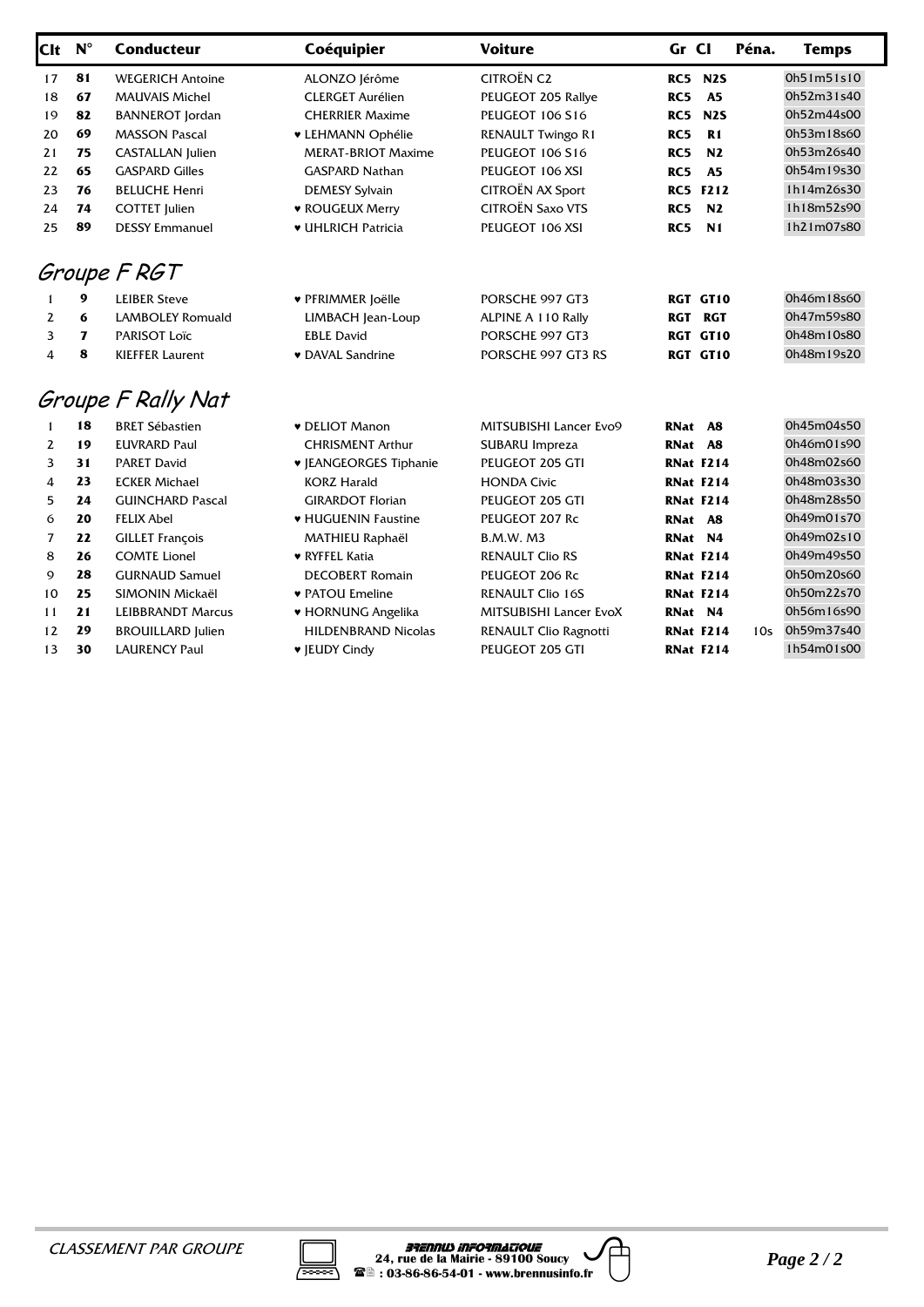| Clt | N° | Conducteur | Coéquipier | Voiture | Gr | Cl | Péna. | Temps |
|---|---|---|---|---|---|---|---|---|
| 17 | **81** | WEGERICH Antoine | ALONZO Jérôme | CITROËN C2 | **RC5** | **N2S** | | 0h51m51s10 |
| 18 | **67** | MAUVAIS Michel | CLERGET Aurélien | PEUGEOT 205 Rallye | **RC5** | **A5** | | 0h52m31s40 |
| 19 | **82** | BANNEROT Jordan | CHERRIER Maxime | PEUGEOT 106 S16 | **RC5** | **N2S** | | 0h52m44s00 |
| 20 | **69** | MASSON Pascal | ♥ LEHMANN Ophélie | RENAULT Twingo R1 | **RC5** | **R1** | | 0h53m18s60 |
| 21 | **75** | CASTALLAN Julien | MERAT-BRIOT Maxime | PEUGEOT 106 S16 | **RC5** | **N2** | | 0h53m26s40 |
| 22 | **65** | GASPARD Gilles | GASPARD Nathan | PEUGEOT 106 XSI | **RC5** | **A5** | | 0h54m19s30 |
| 23 | **76** | BELUCHE Henri | DEMESY Sylvain | CITROËN AX Sport | **RC5** | **F212** | | 1h14m26s30 |
| 24 | **74** | COTTET Julien | ♥ ROUGEUX Merry | CITROËN Saxo VTS | **RC5** | **N2** | | 1h18m52s90 |
| 25 | **89** | DESSY Emmanuel | ♥ UHLRICH Patricia | PEUGEOT 106 XSI | **RC5** | **N1** | | 1h21m07s80 |

## Groupe F RGT

| Clt | N° | Conducteur | Coéquipier | Voiture | Gr | Cl | Péna. | Temps |
|---|---|---|---|---|---|---|---|---|
| 1 | **9** | LEIBER Steve | ♥ PFRIMMER Joëlle | PORSCHE 997 GT3 | **RGT** | **GT10** | | 0h46m18s60 |
| 2 | **6** | LAMBOLEY Romuald | LIMBACH Jean-Loup | ALPINE A 110 Rally | **RGT** | **RGT** | | 0h47m59s80 |
| 3 | **7** | PARISOT Loïc | EBLE David | PORSCHE 997 GT3 | **RGT** | **GT10** | | 0h48m10s80 |
| 4 | **8** | KIEFFER Laurent | ♥ DAVAL Sandrine | PORSCHE 997 GT3 RS | **RGT** | **GT10** | | 0h48m19s20 |

## Groupe F Rally Nat

| Clt | N° | Conducteur | Coéquipier | Voiture | Gr | Cl | Péna. | Temps |
|---|---|---|---|---|---|---|---|---|
| 1 | **18** | BRET Sébastien | ♥ DELIOT Manon | MITSUBISHI Lancer Evo9 | **RNat** | **A8** | | 0h45m04s50 |
| 2 | **19** | EUVRARD Paul | CHRISMENT Arthur | SUBARU Impreza | **RNat** | **A8** | | 0h46m01s90 |
| 3 | **31** | PARET David | ♥ JEANGEORGES Tiphanie | PEUGEOT 205 GTI | **RNat** | **F214** | | 0h48m02s60 |
| 4 | **23** | ECKER Michael | KORZ Harald | HONDA Civic | **RNat** | **F214** | | 0h48m03s30 |
| 5 | **24** | GUINCHARD Pascal | GIRARDOT Florian | PEUGEOT 205 GTI | **RNat** | **F214** | | 0h48m28s50 |
| 6 | **20** | FELIX Abel | ♥ HUGUENIN Faustine | PEUGEOT 207 Rc | **RNat** | **A8** | | 0h49m01s70 |
| 7 | **22** | GILLET François | MATHIEU Raphaël | B.M.W. M3 | **RNat** | **N4** | | 0h49m02s10 |
| 8 | **26** | COMTE Lionel | ♥ RYFFEL Katia | RENAULT Clio RS | **RNat** | **F214** | | 0h49m49s50 |
| 9 | **28** | GURNAUD Samuel | DECOBERT Romain | PEUGEOT 206 Rc | **RNat** | **F214** | | 0h50m20s60 |
| 10 | **25** | SIMONIN Mickaël | ♥ PATOU Emeline | RENAULT Clio 16S | **RNat** | **F214** | | 0h50m22s70 |
| 11 | **21** | LEIBBRANDT Marcus | ♥ HORNUNG Angelika | MITSUBISHI Lancer EvoX | **RNat** | **N4** | | 0h56m16s90 |
| 12 | **29** | BROUILLARD Julien | HILDENBRAND Nicolas | RENAULT Clio Ragnotti | **RNat** | **F214** | 10s | 0h59m37s40 |
| 13 | **30** | LAURENCY Paul | ♥ JEUDY Cindy | PEUGEOT 205 GTI | **RNat** | **F214** | | 1h54m01s00 |